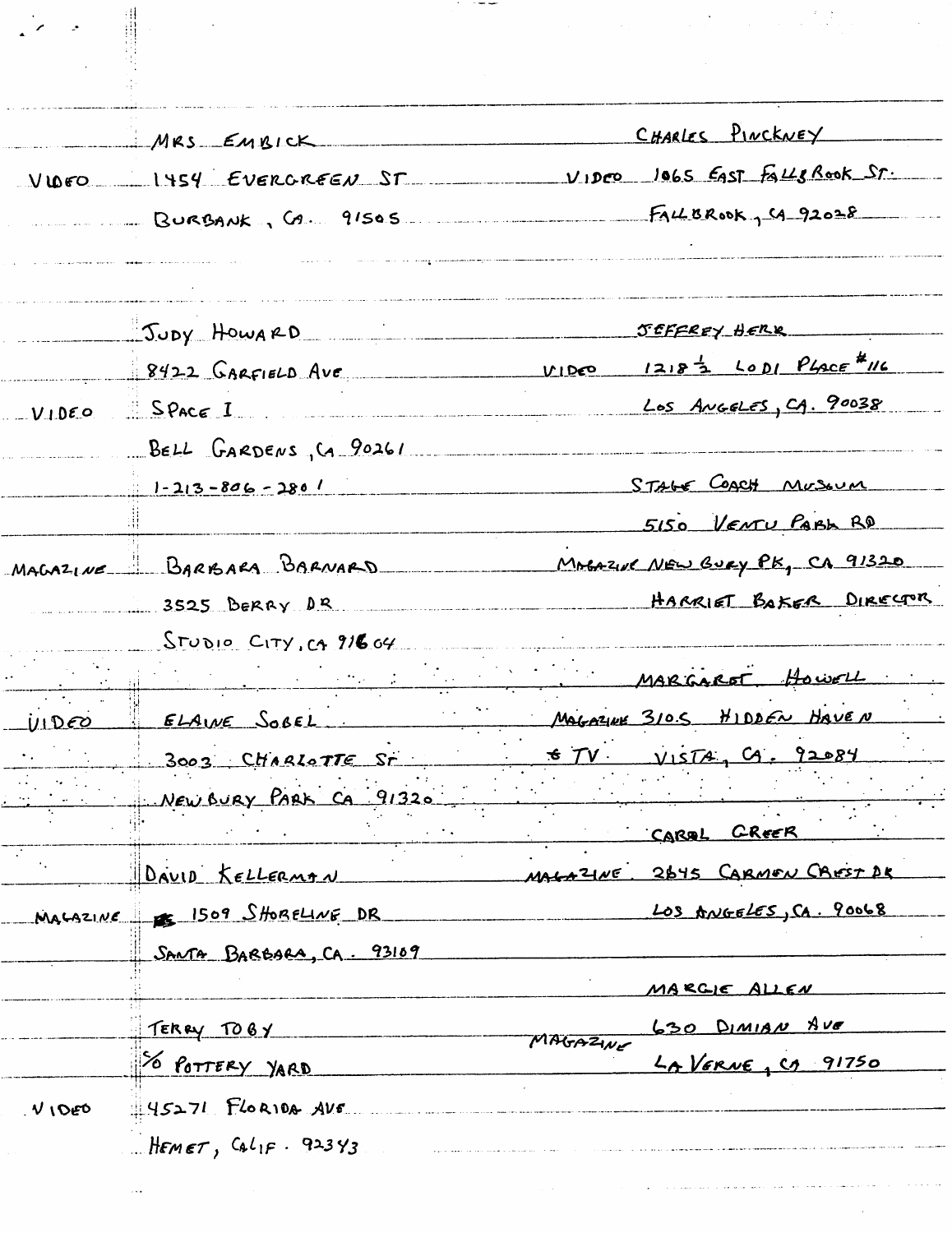VIDEO — MRS EMBICK
1454 EVERGREEN ST
BURBANK, CA. 91505

VIDEO — CHARLES PINCKNEY
1065 EAST FALLBROOK ST.
FALLBROOK, CA 92028

VIDEO — JUDY HOWARD
8422 GARFIELD AVE
SPACE I
BELL GARDENS, CA 90261
1-213-806-2801

VIDEO — JEFFREY HERR
1218½ LODI PLACE #116
LOS ANGELES, CA. 90038

MAGAZINE — STAGE COACH MUSEUM
5150 VENTU PARK RD
NEW BURY PK, CA 91320
HARRIET BAKER DIRECTOR

MAGAZINE — BARBARA BARNARD
3525 BERRY DR
STUDIO CITY, CA 91604

MAGAZINE & TV — MARGARET HOWELL
3105 HIDDEN HAVEN
VISTA, CA. 92084

VIDEO — ELAINE SOBEL
3003 CHARLOTTE ST
NEW BURY PARK CA 91320

MAGAZINE — CAROL GREER
2645 CARMEN CREST DR
LOS ANGELES, CA. 90068

MAGAZINE — DAVID KELLERMAN
1509 SHORELINE DR
SANTA BARBARA, CA. 93109

MAGAZINE — MARGIE ALLEN
630 DIMIAN AVE
LA VERNE, CA 91750

VIDEO — TERRY TOBY
% POTTERY YARD
45271 FLORIDA AVE
HEMET, CALIF. 92343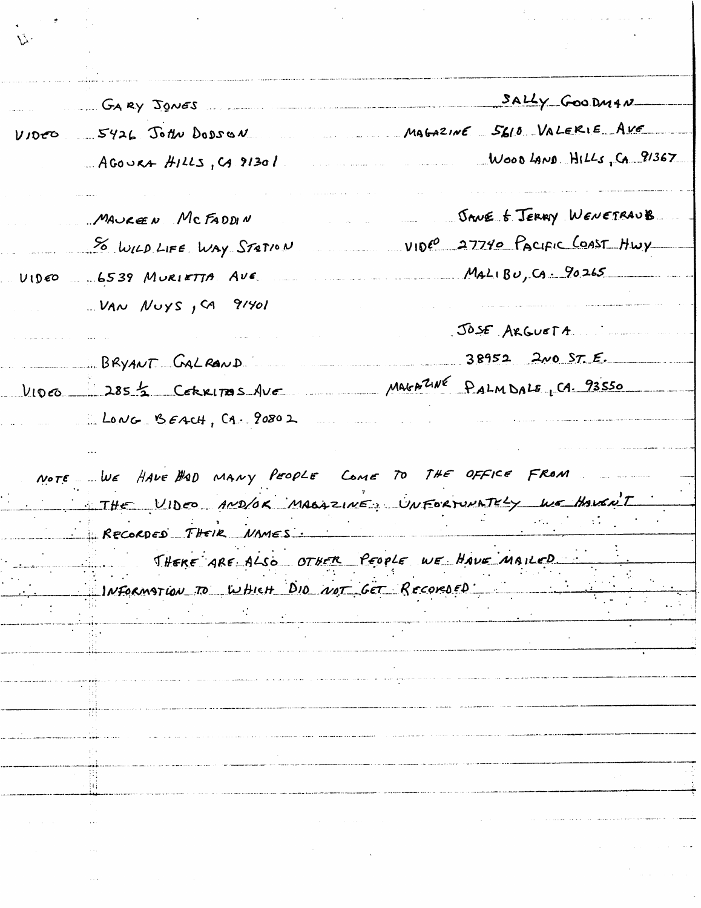GARY JONES
VIDEO 5426 JOHN DODSON
AGOURA HILLS, CA 91301

SALLY GOODMAN
MAGAZINE 5610 VALERIE AVE
WOODLAND HILLS, CA 91367

MAUREEN MCFADDIN
% WILD LIFE WAY STATION
VIDEO 6539 MURIETTA AVE
VAN NUYS, CA 91401

JANE & JERRY WENETRAUB
VIDEO 27740 PACIFIC COAST HWY
MALIBU, CA. 90265

JOSE ARGUETA
38952 2ND ST. E.
MAGAZINE PALMDALE, CA. 93550

BRYANT GALRAND
VIDEO 285 1/2 CERRITOS AVE
LONG BEACH, CA. 90802

NOTE WE HAVE HAD MANY PEOPLE COME TO THE OFFICE FROM THE VIDEO AND/OR MAGAZINE. UNFORTUNATELY WE HAVEN'T RECORDED THEIR NAMES.

THERE ARE ALSO OTHER PEOPLE WE HAVE MAILED INFORMATION TO WHICH DID NOT GET RECORDED.